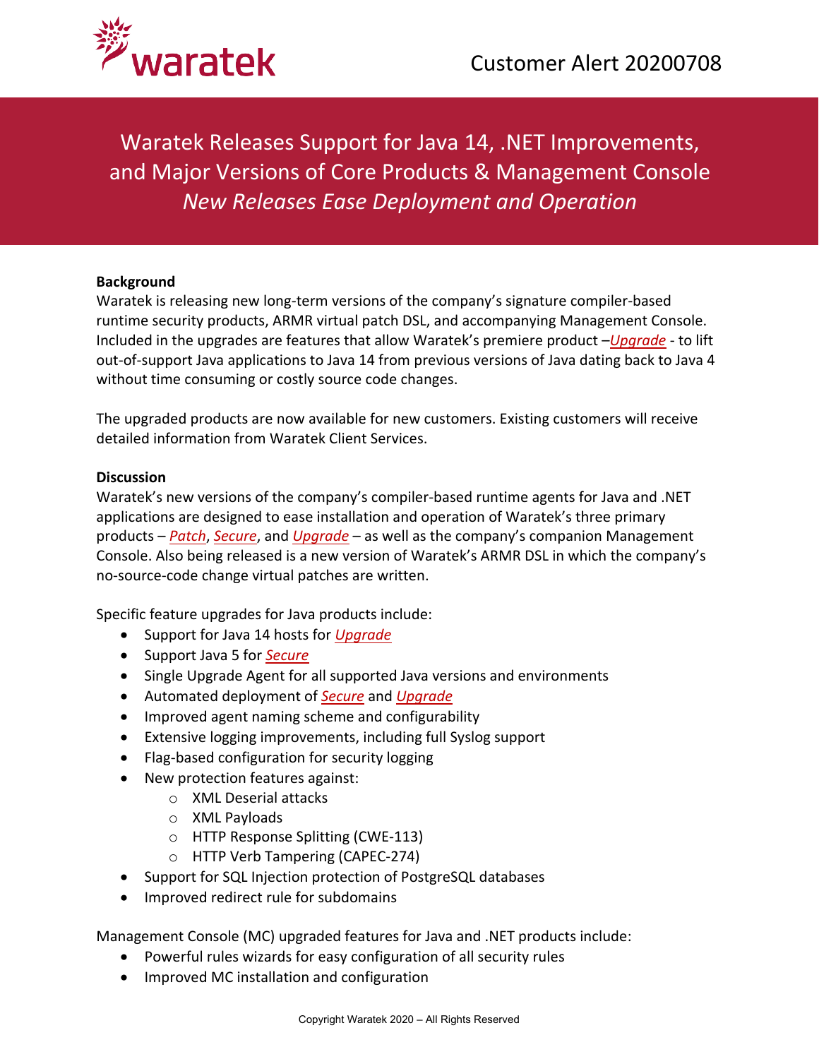Customer Alert 20200708

# Waratek Releases Support for Java 14, .NET Improvements, and Major Versions of Core Products & Management Console

## *New Releases Ease Deployment and Operation*

**Background**

Waratek is releasing new long-term versions of the company's signature compiler-based runtime security products, ARMR virtual patch DSL, and accompanying Management Console. Included in the upgrades are features that allow Waratek's premiere product –*Upgrade* - to lift out-of-support Java applications to Java 14 from previous versions of Java dating back to Java 4 without time consuming or costly source code changes.

The upgraded products are now available for new customers. Existing customers will receive detailed information from Waratek Client Services.

**Discussion**

Waratek's new versions of the company's compiler-based runtime agents for Java and .NET applications are designed to ease installation and operation of Waratek's three primary products – *Patch*, *Secure*, and *Upgrade* – as well as the company's companion Management Console. Also being released is a new version of Waratek's ARMR DSL in which the company's no-source-code change virtual patches are written.

Specific feature upgrades for Java products include:

- Support for Java 14 hosts for *Upgrade*
- Support Java 5 for *Secure*
- Single Upgrade Agent for all supported Java versions and environments
- Automated deployment of *Secure* and *Upgrade*
- Improved agent naming scheme and configurability
- Extensive logging improvements, including full Syslog support
- Flag-based configuration for security logging
- New protection features against:
  - XML Deserial attacks
  - XML Payloads
  - HTTP Response Splitting (CWE-113)
  - HTTP Verb Tampering (CAPEC-274)
- Support for SQL Injection protection of PostgreSQL databases
- Improved redirect rule for subdomains

Management Console (MC) upgraded features for Java and .NET products include:

- Powerful rules wizards for easy configuration of all security rules
- Improved MC installation and configuration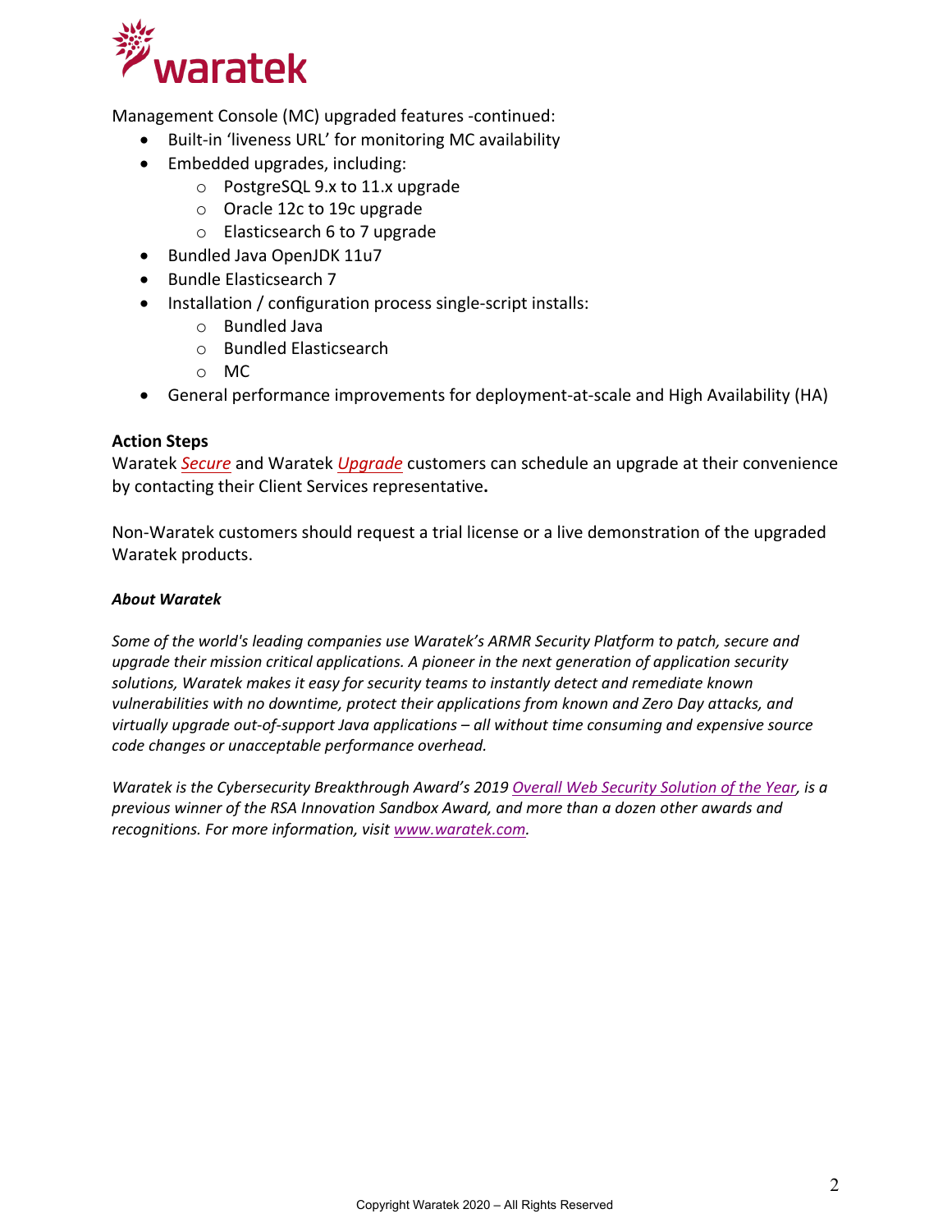Management Console (MC) upgraded features -continued:

- Built-in 'liveness URL' for monitoring MC availability
- Embedded upgrades, including:
  - PostgreSQL 9.x to 11.x upgrade
  - Oracle 12c to 19c upgrade
  - Elasticsearch 6 to 7 upgrade
- Bundled Java OpenJDK 11u7
- Bundle Elasticsearch 7
- Installation / configuration process single-script installs:
  - Bundled Java
  - Bundled Elasticsearch
  - MC
- General performance improvements for deployment-at-scale and High Availability (HA)

**Action Steps**

Waratek *Secure* and Waratek *Upgrade* customers can schedule an upgrade at their convenience by contacting their Client Services representative**.**

Non-Waratek customers should request a trial license or a live demonstration of the upgraded Waratek products.

***About Waratek***

*Some of the world's leading companies use Waratek's ARMR Security Platform to patch, secure and upgrade their mission critical applications. A pioneer in the next generation of application security solutions, Waratek makes it easy for security teams to instantly detect and remediate known vulnerabilities with no downtime, protect their applications from known and Zero Day attacks, and virtually upgrade out-of-support Java applications – all without time consuming and expensive source code changes or unacceptable performance overhead.*

*Waratek is the Cybersecurity Breakthrough Award's 2019 Overall Web Security Solution of the Year, is a previous winner of the RSA Innovation Sandbox Award, and more than a dozen other awards and recognitions. For more information, visit www.waratek.com.*

Copyright Waratek 2020 – All Rights Reserved